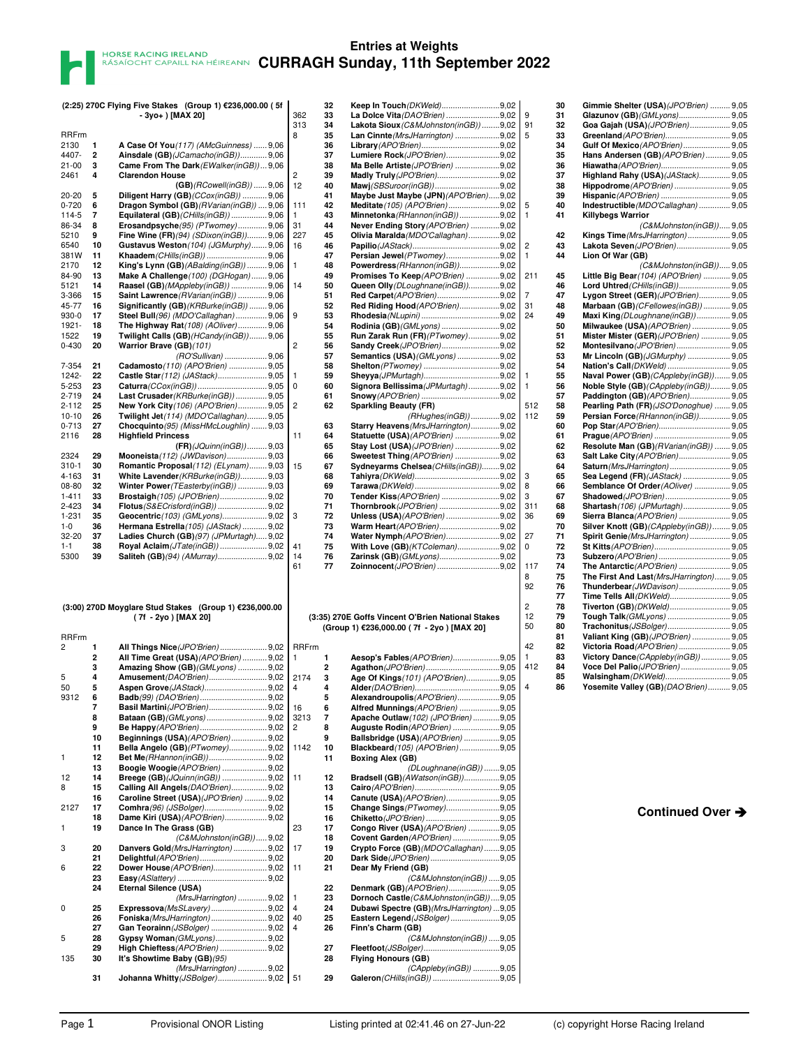# Entries at Weights

## CURRAGH Sunday, 11th September 2022

### (2:25) 270C Flying Five Stakes (Group 1) €236,000.00 ( 5f - 3yo+ ) [MAX 20]

| RRFrm | No | Horse | Wgt |
|---|---|---|---|
| 2130 | 1 | **A Case Of You**(117) (AMcGuinness) | 9,06 |
| 4407- | 2 | **Ainsdale (GB)**(JCamacho(inGB)) | 9,06 |
| 21-00 | 3 | **Came From The Dark**(EWalker(inGB)) | 9,06 |
| 2461 | 4 | **Clarendon House (GB)**(RCowell(inGB)) | 9,06 |
| 20-20 | 5 | **Diligent Harry (GB)**(CCox(inGB)) | 9,06 |
| 0-720 | 6 | **Dragon Symbol (GB)**(RVarian(inGB)) | 9,06 |
| 114-5 | 7 | **Equilateral (GB)**(CHills(inGB)) | 9,06 |
| 86-34 | 8 | **Erosandpsyche**(95) (PTwomey) | 9,06 |
| 5210 | 9 | **Fine Wine (FR)**(94) (SDixon(inGB)) | 9,06 |
| 6540 | 10 | **Gustavus Weston**(104) (JGMurphy) | 9,06 |
| 381W | 11 | **Khaadem**(CHills(inGB)) | 9,06 |
| 2170 | 12 | **King's Lynn (GB)**(ABalding(inGB)) | 9,06 |
| 84-90 | 13 | **Make A Challenge**(100) (DGHogan) | 9,06 |
| 5121 | 14 | **Raasel (GB)**(MAppleby(inGB)) | 9,06 |
| 3-366 | 15 | **Saint Lawrence**(RVarian(inGB)) | 9,06 |
| 45-77 | 16 | **Significantly (GB)**(KRBurke(inGB)) | 9,06 |
| 930-0 | 17 | **Steel Bull**(96) (MDO'Callaghan) | 9,06 |
| 1921- | 18 | **The Highway Rat**(108) (AOliver) | 9,06 |
| 1522 | 19 | **Twilight Calls (GB)**(HCandy(inGB)) | 9,06 |
| 0-430 | 20 | **Warrior Brave (GB)**(101) (RO'Sullivan) | 9,06 |
| 7-354 | 21 | **Cadamosto**(110) (APO'Brien) | 9,05 |
| 1242- | 22 | **Castle Star**(112) (JAStack) | 9,05 |
| 5-253 | 23 | **Caturra**(CCox(inGB)) | 9,05 |
| 2-719 | 24 | **Last Crusader**(KRBurke(inGB)) | 9,05 |
| 2-112 | 25 | **New York City**(106) (APO'Brien) | 9,05 |
| 10-10 | 26 | **Twilight Jet**(114) (MDO'Callaghan) | 9,05 |
| 0-713 | 27 | **Chocquinto**(95) (MissHMcLoughlin) | 9,03 |
| 2116 | 28 | **Highfield Princess (FR)**(JQuinn(inGB)) | 9,03 |
| 2324 | 29 | **Mooneista**(112) (JWDavison) | 9,03 |
| 310-1 | 30 | **Romantic Proposal**(112) (ELynam) | 9,03 |
| 4-163 | 31 | **White Lavender**(KRBurke(inGB)) | 9,03 |
| 08-80 | 32 | **Winter Power**(TEasterby(inGB)) | 9,03 |
| 1-411 | 33 | **Brostaigh**(105) (JPO'Brien) | 9,02 |
| 2-423 | 34 | **Flotus**(S&ECrisford(inGB)) | 9,02 |
| 1-231 | 35 | **Geocentric**(103) (GMLyons) | 9,02 |
| 1-0 | 36 | **Hermana Estrella**(105) (JAStack) | 9,02 |
| 32-20 | 37 | **Ladies Church (GB)**(97) (JPMurtagh) | 9,02 |
| 1-1 | 38 | **Royal Aclaim**(JTate(inGB)) | 9,02 |
| 5300 | 39 | **Saliteh (GB)**(94) (AMurray) | 9,02 |

### (3:00) 270D Moyglare Stud Stakes (Group 1) €236,000.00 ( 7f - 2yo ) [MAX 20]

| RRFrm | No | Horse | Wgt |
|---|---|---|---|
| 2 | 1 | **All Things Nice**(JPO'Brien) | 9,02 |
| | 2 | **All Time Great (USA)**(APO'Brien) | 9,02 |
| | 3 | **Amazing Show (GB)**(GMLyons) | 9,02 |
| 5 | 4 | **Amusement**(DAO'Brien) | 9,02 |
| 50 | 5 | **Aspen Grove**(JAStack) | 9,02 |
| 9312 | 6 | **Badb**(99) (DAO'Brien) | 9,02 |
| | 7 | **Basil Martini**(JPO'Brien) | 9,02 |
| | 8 | **Bataan (GB)**(GMLyons) | 9,02 |
| | 9 | **Be Happy**(APO'Brien) | 9,02 |
| | 10 | **Beginnings (USA)**(APO'Brien) | 9,02 |
| | 11 | **Bella Angelo (GB)**(PTwomey) | 9,02 |
| 1 | 12 | **Bet Me**(RHannon(inGB)) | 9,02 |
| | 13 | **Boogie Woogie**(APO'Brien) | 9,02 |
| 12 | 14 | **Breege (GB)**(JQuinn(inGB)) | 9,02 |
| 8 | 15 | **Calling All Angels**(DAO'Brien) | 9,02 |
| | 16 | **Caroline Street (USA)**(JPO'Brien) | 9,02 |
| 2127 | 17 | **Comhra**(96) (JSBolger) | 9,02 |
| | 18 | **Dame Kiri (USA)**(APO'Brien) | 9,02 |
| 1 | 19 | **Dance In The Grass (GB)**(C&MJohnston(inGB)) | 9,02 |
| 3 | 20 | **Danvers Gold**(MrsJHarrington) | 9,02 |
| | 21 | **Delightful**(APO'Brien) | 9,02 |
| 6 | 22 | **Dower House**(APO'Brien) | 9,02 |
| | 23 | **Easy**(ASlattery) | 9,02 |
| | 24 | **Eternal Silence (USA)**(MrsJHarrington) | 9,02 |
| 0 | 25 | **Expressova**(MsSLavery) | 9,02 |
| | 26 | **Foniska**(MrsJHarrington) | 9,02 |
| | 27 | **Gan Teorainn**(JSBolger) | 9,02 |
| 5 | 28 | **Gypsy Woman**(GMLyons) | 9,02 |
| | 29 | **High Chiefless**(APO'Brien) | 9,02 |
| 135 | 30 | **It's Showtime Baby (GB)**(95) (MrsJHarrington) | 9,02 |
| | 31 | **Johanna Whitty**(JSBolger) | 9,02 |
| 362 | 32 | **Keep In Touch**(DKWeld) | 9,02 |
| 313 | 33 | **La Dolce Vita**(DAO'Brien) | 9,02 |
| 8 | 34 | **Lakota Sioux**(C&MJohnston(inGB)) | 9,02 |
| | 35 | **Lan Cinnte**(MrsJHarrington) | 9,02 |
| | 36 | **Library**(APO'Brien) | 9,02 |
| | 37 | **Lumiere Rock**(JPO'Brien) | 9,02 |
| | 38 | **Ma Belle Artiste**(JPO'Brien) | 9,02 |
| 2 | 39 | **Madly Truly**(JPO'Brien) | 9,02 |
| 12 | 40 | **Mawj**(SBSuroor(inGB)) | 9,02 |
| | 41 | **Maybe Just Maybe (JPN)**(APO'Brien) | 9,02 |
| 111 | 42 | **Meditate**(105) (APO'Brien) | 9,02 |
| 1 | 43 | **Minnetonka**(RHannon(inGB)) | 9,02 |
| 31 | 44 | **Never Ending Story**(APO'Brien) | 9,02 |
| 227 | 45 | **Olivia Maralda**(MDO'Callaghan) | 9,02 |
| 16 | 46 | **Papilio**(JAStack) | 9,02 |
| | 47 | **Persian Jewel**(PTwomey) | 9,02 |
| 1 | 48 | **Powerdress**(RHannon(inGB)) | 9,02 |
| | 49 | **Promises To Keep**(APO'Brien) | 9,02 |
| 14 | 50 | **Queen Olly**(DLoughnane(inGB)) | 9,02 |
| | 51 | **Red Carpet**(APO'Brien) | 9,02 |
| | 52 | **Red Riding Hood**(APO'Brien) | 9,02 |
| 9 | 53 | **Rhodesia**(NLupini) | 9,02 |
| | 54 | **Rodinia (GB)**(GMLyons) | 9,02 |
| | 55 | **Run Zarak Run (FR)**(PTwomey) | 9,02 |
| 2 | 56 | **Sandy Creek**(JPO'Brien) | 9,02 |
| | 57 | **Semantics (USA)**(GMLyons) | 9,02 |
| | 58 | **Shelton**(PTwomey) | 9,02 |
| 1 | 59 | **Sheyya**(JPMurtagh) | 9,02 |
| 0 | 60 | **Signora Bellissima**(JPMurtagh) | 9,02 |
| | 61 | **Snowy**(APO'Brien) | 9,02 |
| 2 | 62 | **Sparkling Beauty (FR)**(RHughes(inGB)) | 9,02 |
| | 63 | **Starry Heavens**(MrsJHarrington) | 9,02 |
| 11 | 64 | **Statuette (USA)**(APO'Brien) | 9,02 |
| | 65 | **Stay Lost (USA)**(JPO'Brien) | 9,02 |
| | 66 | **Sweetest Thing**(APO'Brien) | 9,02 |
| 15 | 67 | **Sydneyarms Chelsea**(CHills(inGB)) | 9,02 |
| | 68 | **Tahiyra**(DKWeld) | 9,02 |
| | 69 | **Tarawa**(DKWeld) | 9,02 |
| | 70 | **Tender Kiss**(APO'Brien) | 9,02 |
| | 71 | **Thornbrook**(JPO'Brien) | 9,02 |
| 3 | 72 | **Unless (USA)**(APO'Brien) | 9,02 |
| | 73 | **Warm Heart**(APO'Brien) | 9,02 |
| | 74 | **Water Nymph**(APO'Brien) | 9,02 |
| 41 | 75 | **With Love (GB)**(KTColeman) | 9,02 |
| 14 | 76 | **Zarinsk (GB)**(GMLyons) | 9,02 |
| 61 | 77 | **Zoinnocent**(JPO'Brien) | 9,02 |

### (3:35) 270E Goffs Vincent O'Brien National Stakes (Group 1) €236,000.00 ( 7f - 2yo ) [MAX 20]

| RRFrm | No | Horse | Wgt |
|---|---|---|---|
| 1 | 1 | **Aesop's Fables**(APO'Brien) | 9,05 |
| | 2 | **Agathon**(JPO'Brien) | 9,05 |
| 2174 | 3 | **Age Of Kings**(101) (APO'Brien) | 9,05 |
| 4 | 4 | **Alder**(DAO'Brien) | 9,05 |
| | 5 | **Alexandroupolis**(APO'Brien) | 9,05 |
| 16 | 6 | **Alfred Munnings**(APO'Brien) | 9,05 |
| 3213 | 7 | **Apache Outlaw**(102) (JPO'Brien) | 9,05 |
| 2 | 8 | **Auguste Rodin**(APO'Brien) | 9,05 |
| | 9 | **Ballsbridge (USA)**(APO'Brien) | 9,05 |
| 1142 | 10 | **Blackbeard**(105) (APO'Brien) | 9,05 |
| | 11 | **Boxing Alex (GB)**(DLoughnane(inGB)) | 9,05 |
| 11 | 12 | **Bradsell (GB)**(AWatson(inGB)) | 9,05 |
| | 13 | **Cairo**(APO'Brien) | 9,05 |
| | 14 | **Canute (USA)**(APO'Brien) | 9,05 |
| | 15 | **Change Sings**(PTwomey) | 9,05 |
| | 16 | **Chiketto**(JPO'Brien) | 9,05 |
| 23 | 17 | **Congo River (USA)**(APO'Brien) | 9,05 |
| | 18 | **Covent Garden**(APO'Brien) | 9,05 |
| 17 | 19 | **Crypto Force (GB)**(MDO'Callaghan) | 9,05 |
| | 20 | **Dark Side**(JPO'Brien) | 9,05 |
| 11 | 21 | **Dear My Friend (GB)**(C&MJohnston(inGB)) | 9,05 |
| | 22 | **Denmark (GB)**(APO'Brien) | 9,05 |
| 1 | 23 | **Dornoch Castle**(C&MJohnston(inGB)) | 9,05 |
| 4 | 24 | **Dubai Spectre (GB)**(MrsJHarrington) | 9,05 |
| 40 | 25 | **Eastern Legend**(JSBolger) | 9,05 |
| 4 | 26 | **Finn's Charm (GB)**(C&MJohnston(inGB)) | 9,05 |
| | 27 | **Fleetfoot**(JSBolger) | 9,05 |
| | 28 | **Flying Honours (GB)**(CAppleby(inGB)) | 9,05 |
| 51 | 29 | **Galeron**(CHills(inGB)) | 9,05 |
| | 30 | **Gimmie Shelter (USA)**(JPO'Brien) | 9,05 |
| 9 | 31 | **Glazunov (GB)**(GMLyons) | 9,05 |
| 91 | 32 | **Goa Gajah (USA)**(JPO'Brien) | 9,05 |
| 5 | 33 | **Greenland**(APO'Brien) | 9,05 |
| | 34 | **Gulf Of Mexico**(APO'Brien) | 9,05 |
| | 35 | **Hans Andersen (GB)**(APO'Brien) | 9,05 |
| | 36 | **Hiawatha**(APO'Brien) | 9,05 |
| | 37 | **Highland Rahy (USA)**(JAStack) | 9,05 |
| | 38 | **Hippodrome**(APO'Brien) | 9,05 |
| | 39 | **Hispanic**(APO'Brien) | 9,05 |
| 5 | 40 | **Indestructible**(MDO'Callaghan) | 9,05 |
| 1 | 41 | **Killybegs Warrior**(C&MJohnston(inGB)) | 9,05 |
| | 42 | **Kings Time**(MrsJHarrington) | 9,05 |
| 2 | 43 | **Lakota Seven**(JPO'Brien) | 9,05 |
| 1 | 44 | **Lion Of War (GB)**(C&MJohnston(inGB)) | 9,05 |
| 211 | 45 | **Little Big Bear**(104) (APO'Brien) | 9,05 |
| | 46 | **Lord Uhtred**(CHills(inGB)) | 9,05 |
| 7 | 47 | **Lygon Street (GER)**(JPO'Brien) | 9,05 |
| 31 | 48 | **Marbaan (GB)**(CFellowes(inGB)) | 9,05 |
| 24 | 49 | **Maxi King**(DLoughnane(inGB)) | 9,05 |
| | 50 | **Milwaukee (USA)**(APO'Brien) | 9,05 |
| | 51 | **Mister Mister (GER)**(JPO'Brien) | 9,05 |
| | 52 | **Montesilvano**(JPO'Brien) | 9,05 |
| | 53 | **Mr Lincoln (GB)**(JGMurphy) | 9,05 |
| | 54 | **Nation's Call**(DKWeld) | 9,05 |
| 1 | 55 | **Naval Power (GB)**(CAppleby(inGB)) | 9,05 |
| 1 | 56 | **Noble Style (GB)**(CAppleby(inGB)) | 9,05 |
| | 57 | **Paddington (GB)**(APO'Brien) | 9,05 |
| 512 | 58 | **Pearling Path (FR)**(JSO'Donoghue) | 9,05 |
| 112 | 59 | **Persian Force**(RHannon(inGB)) | 9,05 |
| | 60 | **Pop Star**(APO'Brien) | 9,05 |
| | 61 | **Prague**(APO'Brien) | 9,05 |
| | 62 | **Resolute Man (GB)**(RVarian(inGB)) | 9,05 |
| | 63 | **Salt Lake City**(APO'Brien) | 9,05 |
| | 64 | **Saturn**(MrsJHarrington) | 9,05 |
| 3 | 65 | **Sea Legend (FR)**(JAStack) | 9,05 |
| 8 | 66 | **Semblance Of Order**(AOliver) | 9,05 |
| 3 | 67 | **Shadowed**(JPO'Brien) | 9,05 |
| 311 | 68 | **Shartash**(106) (JPMurtagh) | 9,05 |
| 36 | 69 | **Sierra Blanca**(APO'Brien) | 9,05 |
| | 70 | **Silver Knott (GB)**(CAppleby(inGB)) | 9,05 |
| 27 | 71 | **Spirit Genie**(MrsJHarrington) | 9,05 |
| 0 | 72 | **St Kitts**(APO'Brien) | 9,05 |
| | 73 | **Subzero**(APO'Brien) | 9,05 |
| 117 | 74 | **The Antarctic**(APO'Brien) | 9,05 |
| 8 | 75 | **The First And Last**(MrsJHarrington) | 9,05 |
| 92 | 76 | **Thunderbear**(JWDavison) | 9,05 |
| | 77 | **Time Tells All**(DKWeld) | 9,05 |
| 2 | 78 | **Tiverton (GB)**(DKWeld) | 9,05 |
| 12 | 79 | **Tough Talk**(GMLyons) | 9,05 |
| 50 | 80 | **Trachonitus**(JSBolger) | 9,05 |
| | 81 | **Valiant King (GB)**(APO'Brien) | 9,05 |
| 42 | 82 | **Victoria Road**(APO'Brien) | 9,05 |
| 1 | 83 | **Victory Dance**(CAppleby(inGB)) | 9,05 |
| 412 | 84 | **Voce Del Palio**(JPO'Brien) | 9,05 |
| | 85 | **Walsingham**(DKWeld) | 9,05 |
| 4 | 86 | **Yosemite Valley (GB)**(DAO'Brien) | 9,05 |

**Continued Over ➔**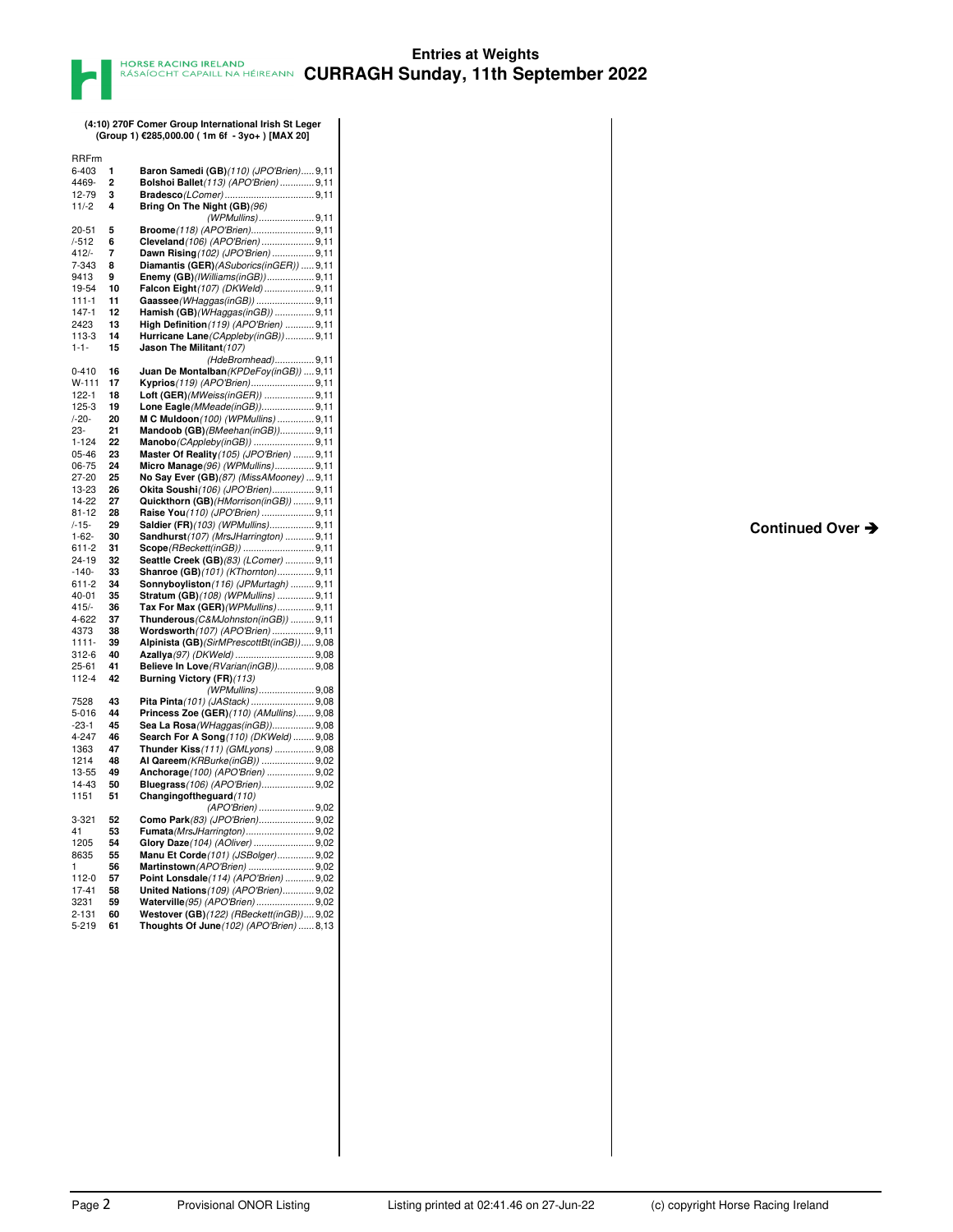# Entries at Weights

## CURRAGH Sunday, 11th September 2022

### (4:10) 270F Comer Group International Irish St Leger (Group 1) €285,000.00 ( 1m 6f - 3yo+ ) [MAX 20]

| RRFrm | No. | Horse | Weight |
|---|---|---|---|
| 6-403 | 1 | **Baron Samedi (GB)** *(110) (JPO'Brien)* | 9,11 |
| 4469- | 2 | **Bolshoi Ballet** *(113) (APO'Brien)* | 9,11 |
| 12-79 | 3 | **Bradesco** *(LComer)* | 9,11 |
| 11/-2 | 4 | **Bring On The Night (GB)** *(96) (WPMullins)* | 9,11 |
| 20-51 | 5 | **Broome** *(118) (APO'Brien)* | 9,11 |
| /-512 | 6 | **Cleveland** *(106) (APO'Brien)* | 9,11 |
| 412/- | 7 | **Dawn Rising** *(102) (JPO'Brien)* | 9,11 |
| 7-343 | 8 | **Diamantis (GER)** *(ASuborics(inGER))* | 9,11 |
| 9413 | 9 | **Enemy (GB)** *(IWilliams(inGB))* | 9,11 |
| 19-54 | 10 | **Falcon Eight** *(107) (DKWeld)* | 9,11 |
| 111-1 | 11 | **Gaassee** *(WHaggas(inGB))* | 9,11 |
| 147-1 | 12 | **Hamish (GB)** *(WHaggas(inGB))* | 9,11 |
| 2423 | 13 | **High Definition** *(119) (APO'Brien)* | 9,11 |
| 113-3 | 14 | **Hurricane Lane** *(CAppleby(inGB))* | 9,11 |
| 1-1- | 15 | **Jason The Militant** *(107) (HdeBromhead)* | 9,11 |
| 0-410 | 16 | **Juan De Montalban** *(KPDeFoy(inGB))* | 9,11 |
| W-111 | 17 | **Kyprios** *(119) (APO'Brien)* | 9,11 |
| 122-1 | 18 | **Loft (GER)** *(MWeiss(inGER))* | 9,11 |
| 125-3 | 19 | **Lone Eagle** *(MMeade(inGB))* | 9,11 |
| /-20- | 20 | **M C Muldoon** *(100) (WPMullins)* | 9,11 |
| 23- | 21 | **Mandoob (GB)** *(BMeehan(inGB))* | 9,11 |
| 1-124 | 22 | **Manobo** *(CAppleby(inGB))* | 9,11 |
| 05-46 | 23 | **Master Of Reality** *(105) (JPO'Brien)* | 9,11 |
| 06-75 | 24 | **Micro Manage** *(96) (WPMullins)* | 9,11 |
| 27-20 | 25 | **No Say Ever (GB)** *(87) (MissAMooney)* | 9,11 |
| 13-23 | 26 | **Okita Soushi** *(106) (JPO'Brien)* | 9,11 |
| 14-22 | 27 | **Quickthorn (GB)** *(HMorrison(inGB))* | 9,11 |
| 81-12 | 28 | **Raise You** *(110) (JPO'Brien)* | 9,11 |
| /-15- | 29 | **Saldier (FR)** *(103) (WPMullins)* | 9,11 |
| 1-62- | 30 | **Sandhurst** *(107) (MrsJHarrington)* | 9,11 |
| 611-2 | 31 | **Scope** *(RBeckett(inGB))* | 9,11 |
| 24-19 | 32 | **Seattle Creek (GB)** *(83) (LComer)* | 9,11 |
| -140- | 33 | **Shanroe (GB)** *(101) (KThornton)* | 9,11 |
| 611-2 | 34 | **Sonnyboyliston** *(116) (JPMurtagh)* | 9,11 |
| 40-01 | 35 | **Stratum (GB)** *(108) (WPMullins)* | 9,11 |
| 415/- | 36 | **Tax For Max (GER)** *(WPMullins)* | 9,11 |
| 4-622 | 37 | **Thunderous** *(C&MJohnston(inGB))* | 9,11 |
| 4373 | 38 | **Wordsworth** *(107) (APO'Brien)* | 9,11 |
| 1111- | 39 | **Alpinista (GB)** *(SirMPrescottBt(inGB))* | 9,08 |
| 312-6 | 40 | **Azallya** *(97) (DKWeld)* | 9,08 |
| 25-61 | 41 | **Believe In Love** *(RVarian(inGB))* | 9,08 |
| 112-4 | 42 | **Burning Victory (FR)** *(113) (WPMullins)* | 9,08 |
| 7528 | 43 | **Pita Pinta** *(101) (JAStack)* | 9,08 |
| 5-016 | 44 | **Princess Zoe (GER)** *(110) (AMullins)* | 9,08 |
| -23-1 | 45 | **Sea La Rosa** *(WHaggas(inGB))* | 9,08 |
| 4-247 | 46 | **Search For A Song** *(110) (DKWeld)* | 9,08 |
| 1363 | 47 | **Thunder Kiss** *(111) (GMLyons)* | 9,08 |
| 1214 | 48 | **Al Qareem** *(KRBurke(inGB))* | 9,02 |
| 13-55 | 49 | **Anchorage** *(100) (APO'Brien)* | 9,02 |
| 14-43 | 50 | **Bluegrass** *(106) (APO'Brien)* | 9,02 |
| 1151 | 51 | **Changingoftheguard** *(110) (APO'Brien)* | 9,02 |
| 3-321 | 52 | **Como Park** *(83) (JPO'Brien)* | 9,02 |
| 41 | 53 | **Fumata** *(MrsJHarrington)* | 9,02 |
| 1205 | 54 | **Glory Daze** *(104) (AOliver)* | 9,02 |
| 8635 | 55 | **Manu Et Corde** *(101) (JSBolger)* | 9,02 |
| 1 | 56 | **Martinstown** *(APO'Brien)* | 9,02 |
| 112-0 | 57 | **Point Lonsdale** *(114) (APO'Brien)* | 9,02 |
| 17-41 | 58 | **United Nations** *(109) (APO'Brien)* | 9,02 |
| 3231 | 59 | **Waterville** *(95) (APO'Brien)* | 9,02 |
| 2-131 | 60 | **Westover (GB)** *(122) (RBeckett(inGB))* | 9,02 |
| 5-219 | 61 | **Thoughts Of June** *(102) (APO'Brien)* | 8,13 |

**Continued Over ➔**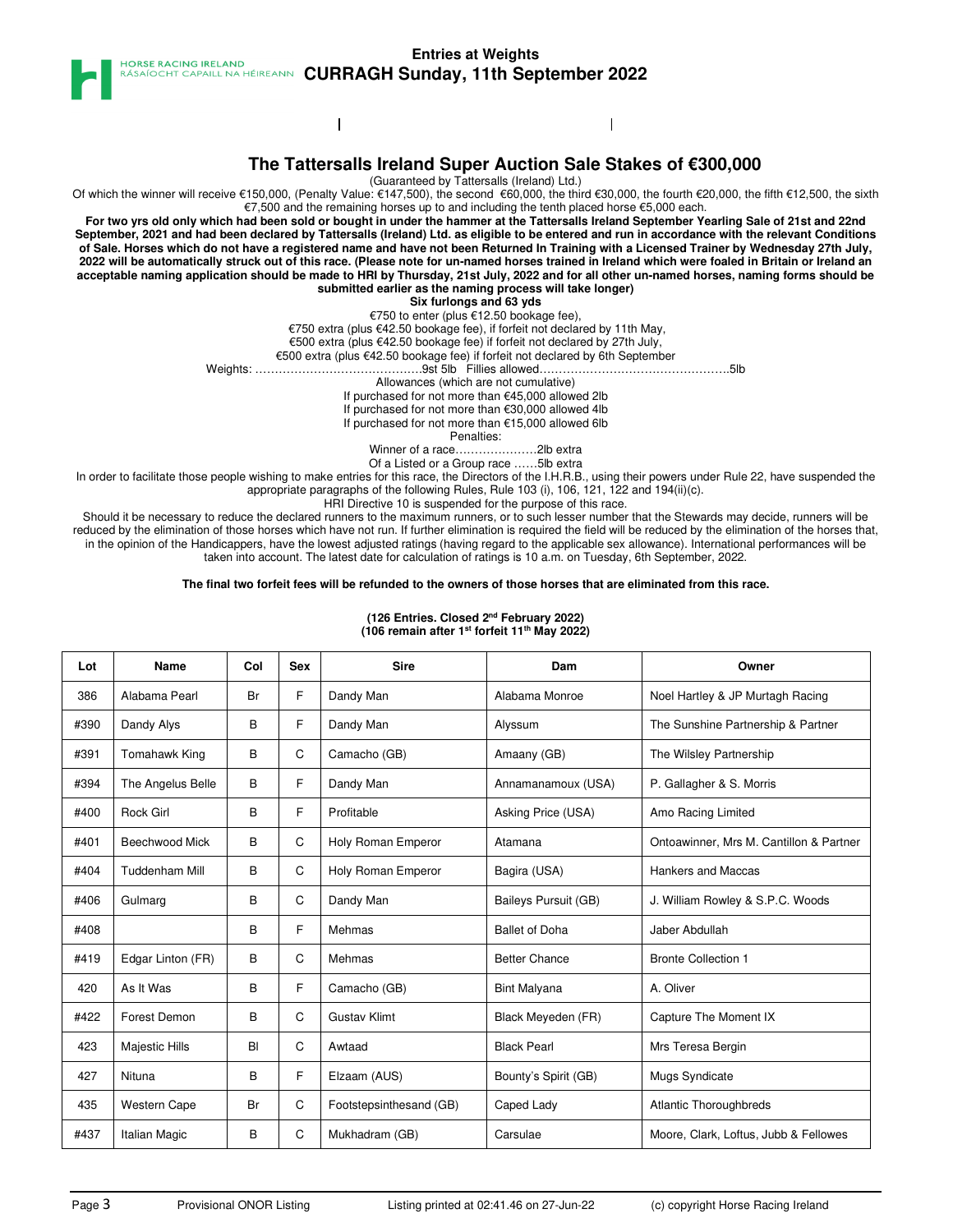# Entries at Weights
## CURRAGH Sunday, 11th September 2022

### The Tattersalls Ireland Super Auction Sale Stakes of €300,000

(Guaranteed by Tattersalls (Ireland) Ltd.)

Of which the winner will receive €150,000, (Penalty Value: €147,500), the second €60,000, the third €30,000, the fourth €20,000, the fifth €12,500, the sixth €7,500 and the remaining horses up to and including the tenth placed horse €5,000 each.

**For two yrs old only which had been sold or bought in under the hammer at the Tattersalls Ireland September Yearling Sale of 21st and 22nd September, 2021 and had been declared by Tattersalls (Ireland) Ltd. as eligible to be entered and run in accordance with the relevant Conditions of Sale. Horses which do not have a registered name and have not been Returned In Training with a Licensed Trainer by Wednesday 27th July, 2022 will be automatically struck out of this race. (Please note for un-named horses trained in Ireland which were foaled in Britain or Ireland an acceptable naming application should be made to HRI by Thursday, 21st July, 2022 and for all other un-named horses, naming forms should be submitted earlier as the naming process will take longer)**

**Six furlongs and 63 yds**

€750 to enter (plus €12.50 bookage fee),
€750 extra (plus €42.50 bookage fee), if forfeit not declared by 11th May,
€500 extra (plus €42.50 bookage fee) if forfeit not declared by 27th July,
€500 extra (plus €42.50 bookage fee) if forfeit not declared by 6th September

Weights: ……………………………………9st 5lb Fillies allowed…………………………………………5lb

Allowances (which are not cumulative)
If purchased for not more than €45,000 allowed 2lb
If purchased for not more than €30,000 allowed 4lb
If purchased for not more than €15,000 allowed 6lb

Penalties:
Winner of a race…………………2lb extra
Of a Listed or a Group race ……5lb extra

In order to facilitate those people wishing to make entries for this race, the Directors of the I.H.R.B., using their powers under Rule 22, have suspended the appropriate paragraphs of the following Rules, Rule 103 (i), 106, 121, 122 and 194(ii)(c).

HRI Directive 10 is suspended for the purpose of this race.

Should it be necessary to reduce the declared runners to the maximum runners, or to such lesser number that the Stewards may decide, runners will be reduced by the elimination of those horses which have not run. If further elimination is required the field will be reduced by the elimination of the horses that, in the opinion of the Handicappers, have the lowest adjusted ratings (having regard to the applicable sex allowance). International performances will be taken into account. The latest date for calculation of ratings is 10 a.m. on Tuesday, 6th September, 2022.

**The final two forfeit fees will be refunded to the owners of those horses that are eliminated from this race.**

**(126 Entries. Closed 2nd February 2022)**
**(106 remain after 1st forfeit 11th May 2022)**

| Lot | Name | Col | Sex | Sire | Dam | Owner |
|---|---|---|---|---|---|---|
| 386 | Alabama Pearl | Br | F | Dandy Man | Alabama Monroe | Noel Hartley & JP Murtagh Racing |
| #390 | Dandy Alys | B | F | Dandy Man | Alyssum | The Sunshine Partnership & Partner |
| #391 | Tomahawk King | B | C | Camacho (GB) | Amaany (GB) | The Wilsley Partnership |
| #394 | The Angelus Belle | B | F | Dandy Man | Annamanamoux (USA) | P. Gallagher & S. Morris |
| #400 | Rock Girl | B | F | Profitable | Asking Price (USA) | Amo Racing Limited |
| #401 | Beechwood Mick | B | C | Holy Roman Emperor | Atamana | Ontoawinner, Mrs M. Cantillon & Partner |
| #404 | Tuddenham Mill | B | C | Holy Roman Emperor | Bagira (USA) | Hankers and Maccas |
| #406 | Gulmarg | B | C | Dandy Man | Baileys Pursuit (GB) | J. William Rowley & S.P.C. Woods |
| #408 | | B | F | Mehmas | Ballet of Doha | Jaber Abdullah |
| #419 | Edgar Linton (FR) | B | C | Mehmas | Better Chance | Bronte Collection 1 |
| 420 | As It Was | B | F | Camacho (GB) | Bint Malyana | A. Oliver |
| #422 | Forest Demon | B | C | Gustav Klimt | Black Meyeden (FR) | Capture The Moment IX |
| 423 | Majestic Hills | Bl | C | Awtaad | Black Pearl | Mrs Teresa Bergin |
| 427 | Nituna | B | F | Elzaam (AUS) | Bounty's Spirit (GB) | Mugs Syndicate |
| 435 | Western Cape | Br | C | Footstepsinthesand (GB) | Caped Lady | Atlantic Thoroughbreds |
| #437 | Italian Magic | B | C | Mukhadram (GB) | Carsulae | Moore, Clark, Loftus, Jubb & Fellowes |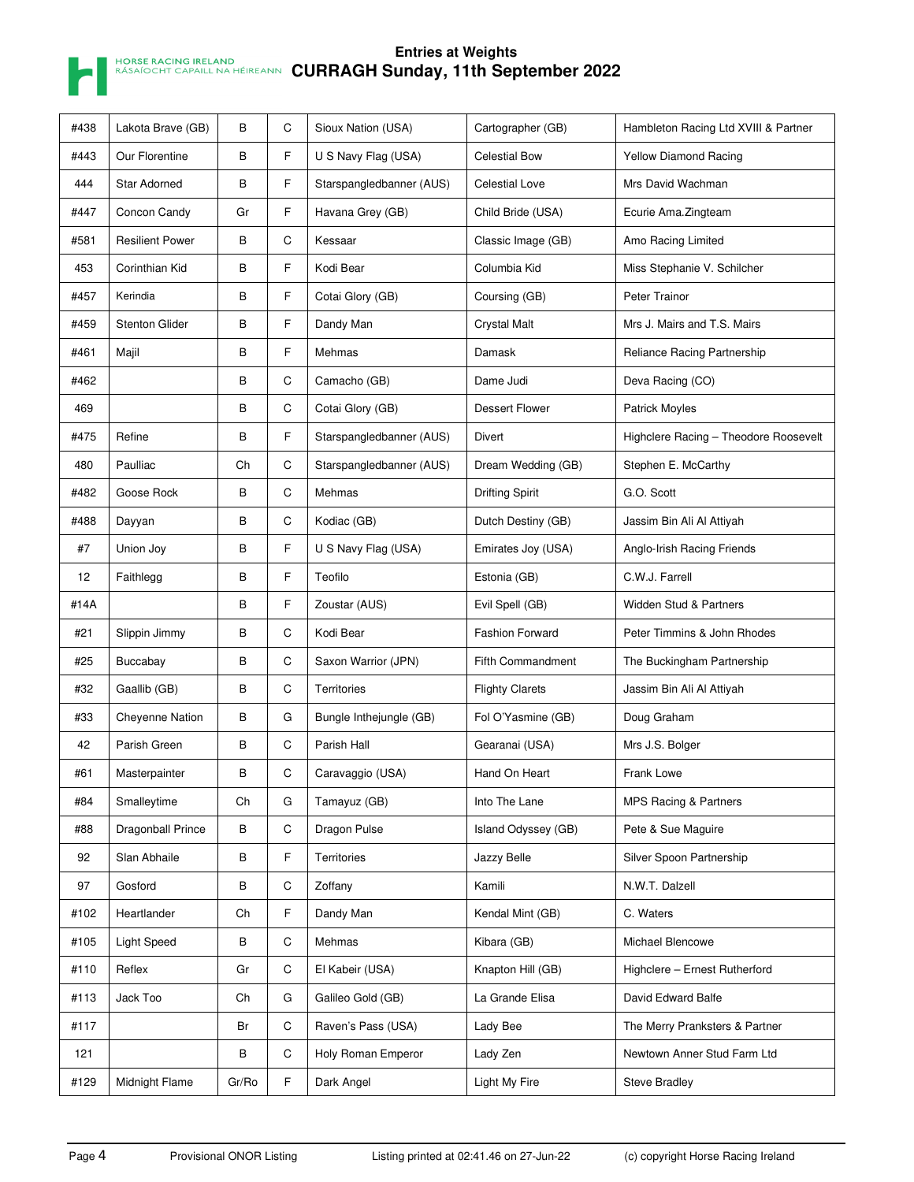# Entries at Weights
## CURRAGH Sunday, 11th September 2022

| | | | | | | |
|---|---|---|---|---|---|---|
| #438 | Lakota Brave (GB) | B | C | Sioux Nation (USA) | Cartographer (GB) | Hambleton Racing Ltd XVIII & Partner |
| #443 | Our Florentine | B | F | U S Navy Flag (USA) | Celestial Bow | Yellow Diamond Racing |
| 444 | Star Adorned | B | F | Starspangledbanner (AUS) | Celestial Love | Mrs David Wachman |
| #447 | Concon Candy | Gr | F | Havana Grey (GB) | Child Bride (USA) | Ecurie Ama.Zingteam |
| #581 | Resilient Power | B | C | Kessaar | Classic Image (GB) | Amo Racing Limited |
| 453 | Corinthian Kid | B | F | Kodi Bear | Columbia Kid | Miss Stephanie V. Schilcher |
| #457 | Kerindia | B | F | Cotai Glory (GB) | Coursing (GB) | Peter Trainor |
| #459 | Stenton Glider | B | F | Dandy Man | Crystal Malt | Mrs J. Mairs and T.S. Mairs |
| #461 | Majil | B | F | Mehmas | Damask | Reliance Racing Partnership |
| #462 | | B | C | Camacho (GB) | Dame Judi | Deva Racing (CO) |
| 469 | | B | C | Cotai Glory (GB) | Dessert Flower | Patrick Moyles |
| #475 | Refine | B | F | Starspangledbanner (AUS) | Divert | Highclere Racing – Theodore Roosevelt |
| 480 | Paulliac | Ch | C | Starspangledbanner (AUS) | Dream Wedding (GB) | Stephen E. McCarthy |
| #482 | Goose Rock | B | C | Mehmas | Drifting Spirit | G.O. Scott |
| #488 | Dayyan | B | C | Kodiac (GB) | Dutch Destiny (GB) | Jassim Bin Ali Al Attiyah |
| #7 | Union Joy | B | F | U S Navy Flag (USA) | Emirates Joy (USA) | Anglo-Irish Racing Friends |
| 12 | Faithlegg | B | F | Teofilo | Estonia (GB) | C.W.J. Farrell |
| #14A | | B | F | Zoustar (AUS) | Evil Spell (GB) | Widden Stud & Partners |
| #21 | Slippin Jimmy | B | C | Kodi Bear | Fashion Forward | Peter Timmins & John Rhodes |
| #25 | Buccabay | B | C | Saxon Warrior (JPN) | Fifth Commandment | The Buckingham Partnership |
| #32 | Gaallib (GB) | B | C | Territories | Flighty Clarets | Jassim Bin Ali Al Attiyah |
| #33 | Cheyenne Nation | B | G | Bungle Inthejungle (GB) | Fol O'Yasmine (GB) | Doug Graham |
| 42 | Parish Green | B | C | Parish Hall | Gearanai (USA) | Mrs J.S. Bolger |
| #61 | Masterpainter | B | C | Caravaggio (USA) | Hand On Heart | Frank Lowe |
| #84 | Smalleytime | Ch | G | Tamayuz (GB) | Into The Lane | MPS Racing & Partners |
| #88 | Dragonball Prince | B | C | Dragon Pulse | Island Odyssey (GB) | Pete & Sue Maguire |
| 92 | Slan Abhaile | B | F | Territories | Jazzy Belle | Silver Spoon Partnership |
| 97 | Gosford | B | C | Zoffany | Kamili | N.W.T. Dalzell |
| #102 | Heartlander | Ch | F | Dandy Man | Kendal Mint (GB) | C. Waters |
| #105 | Light Speed | B | C | Mehmas | Kibara (GB) | Michael Blencowe |
| #110 | Reflex | Gr | C | El Kabeir (USA) | Knapton Hill (GB) | Highclere – Ernest Rutherford |
| #113 | Jack Too | Ch | G | Galileo Gold (GB) | La Grande Elisa | David Edward Balfe |
| #117 | | Br | C | Raven's Pass (USA) | Lady Bee | The Merry Pranksters & Partner |
| 121 | | B | C | Holy Roman Emperor | Lady Zen | Newtown Anner Stud Farm Ltd |
| #129 | Midnight Flame | Gr/Ro | F | Dark Angel | Light My Fire | Steve Bradley |

Provisional ONOR Listing | Listing printed at 02:41.46 on 27-Jun-22 | (c) copyright Horse Racing Ireland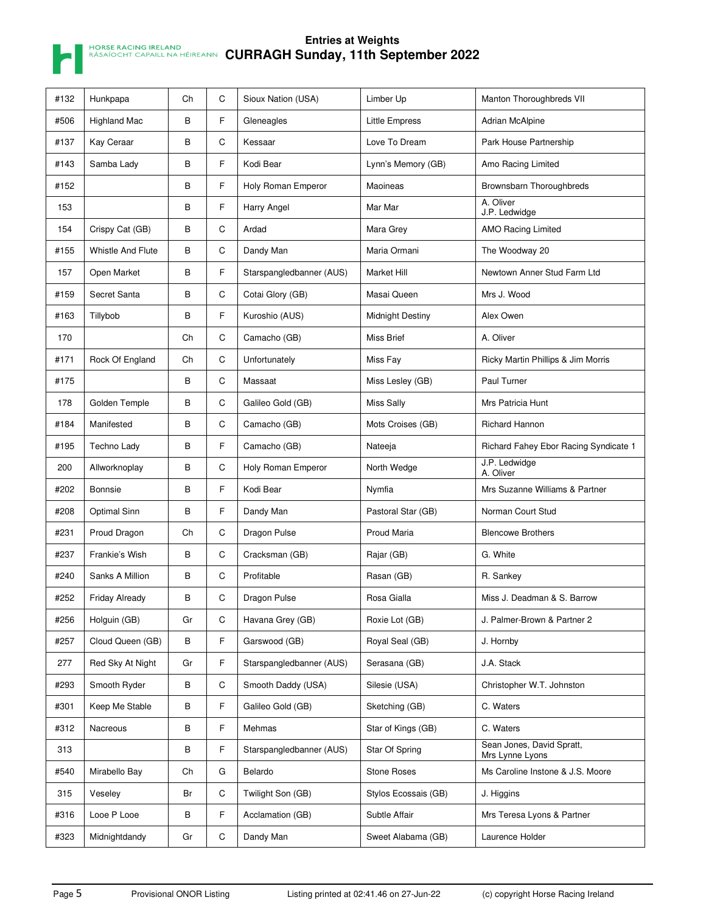# Entries at Weights
## CURRAGH Sunday, 11th September 2022

| | | | | | | |
|---|---|---|---|---|---|---|
| #132 | Hunkpapa | Ch | C | Sioux Nation (USA) | Limber Up | Manton Thoroughbreds VII |
| #506 | Highland Mac | B | F | Gleneagles | Little Empress | Adrian McAlpine |
| #137 | Kay Ceraar | B | C | Kessaar | Love To Dream | Park House Partnership |
| #143 | Samba Lady | B | F | Kodi Bear | Lynn's Memory (GB) | Amo Racing Limited |
| #152 | | B | F | Holy Roman Emperor | Maoineas | Brownsbarn Thoroughbreds |
| 153 | | B | F | Harry Angel | Mar Mar | A. Oliver<br>J.P. Ledwidge |
| 154 | Crispy Cat (GB) | B | C | Ardad | Mara Grey | AMO Racing Limited |
| #155 | Whistle And Flute | B | C | Dandy Man | Maria Ormani | The Woodway 20 |
| 157 | Open Market | B | F | Starspangledbanner (AUS) | Market Hill | Newtown Anner Stud Farm Ltd |
| #159 | Secret Santa | B | C | Cotai Glory (GB) | Masai Queen | Mrs J. Wood |
| #163 | Tillybob | B | F | Kuroshio (AUS) | Midnight Destiny | Alex Owen |
| 170 | | Ch | C | Camacho (GB) | Miss Brief | A. Oliver |
| #171 | Rock Of England | Ch | C | Unfortunately | Miss Fay | Ricky Martin Phillips & Jim Morris |
| #175 | | B | C | Massaat | Miss Lesley (GB) | Paul Turner |
| 178 | Golden Temple | B | C | Galileo Gold (GB) | Miss Sally | Mrs Patricia Hunt |
| #184 | Manifested | B | C | Camacho (GB) | Mots Croises (GB) | Richard Hannon |
| #195 | Techno Lady | B | F | Camacho (GB) | Nateeja | Richard Fahey Ebor Racing Syndicate 1 |
| 200 | Allworknoplay | B | C | Holy Roman Emperor | North Wedge | J.P. Ledwidge<br>A. Oliver |
| #202 | Bonnsie | B | F | Kodi Bear | Nymfia | Mrs Suzanne Williams & Partner |
| #208 | Optimal Sinn | B | F | Dandy Man | Pastoral Star (GB) | Norman Court Stud |
| #231 | Proud Dragon | Ch | C | Dragon Pulse | Proud Maria | Blencowe Brothers |
| #237 | Frankie's Wish | B | C | Cracksman (GB) | Rajar (GB) | G. White |
| #240 | Sanks A Million | B | C | Profitable | Rasan (GB) | R. Sankey |
| #252 | Friday Already | B | C | Dragon Pulse | Rosa Gialla | Miss J. Deadman & S. Barrow |
| #256 | Holguin (GB) | Gr | C | Havana Grey (GB) | Roxie Lot (GB) | J. Palmer-Brown & Partner 2 |
| #257 | Cloud Queen (GB) | B | F | Garswood (GB) | Royal Seal (GB) | J. Hornby |
| 277 | Red Sky At Night | Gr | F | Starspangledbanner (AUS) | Serasana (GB) | J.A. Stack |
| #293 | Smooth Ryder | B | C | Smooth Daddy (USA) | Silesie (USA) | Christopher W.T. Johnston |
| #301 | Keep Me Stable | B | F | Galileo Gold (GB) | Sketching (GB) | C. Waters |
| #312 | Nacreous | B | F | Mehmas | Star of Kings (GB) | C. Waters |
| 313 | | B | F | Starspangledbanner (AUS) | Star Of Spring | Sean Jones, David Spratt,<br>Mrs Lynne Lyons |
| #540 | Mirabello Bay | Ch | G | Belardo | Stone Roses | Ms Caroline Instone & J.S. Moore |
| 315 | Veseley | Br | C | Twilight Son (GB) | Stylos Ecossais (GB) | J. Higgins |
| #316 | Looe P Looe | B | F | Acclamation (GB) | Subtle Affair | Mrs Teresa Lyons & Partner |
| #323 | Midnightdandy | Gr | C | Dandy Man | Sweet Alabama (GB) | Laurence Holder |

Provisional ONOR Listing | Listing printed at 02:41.46 on 27-Jun-22 | (c) copyright Horse Racing Ireland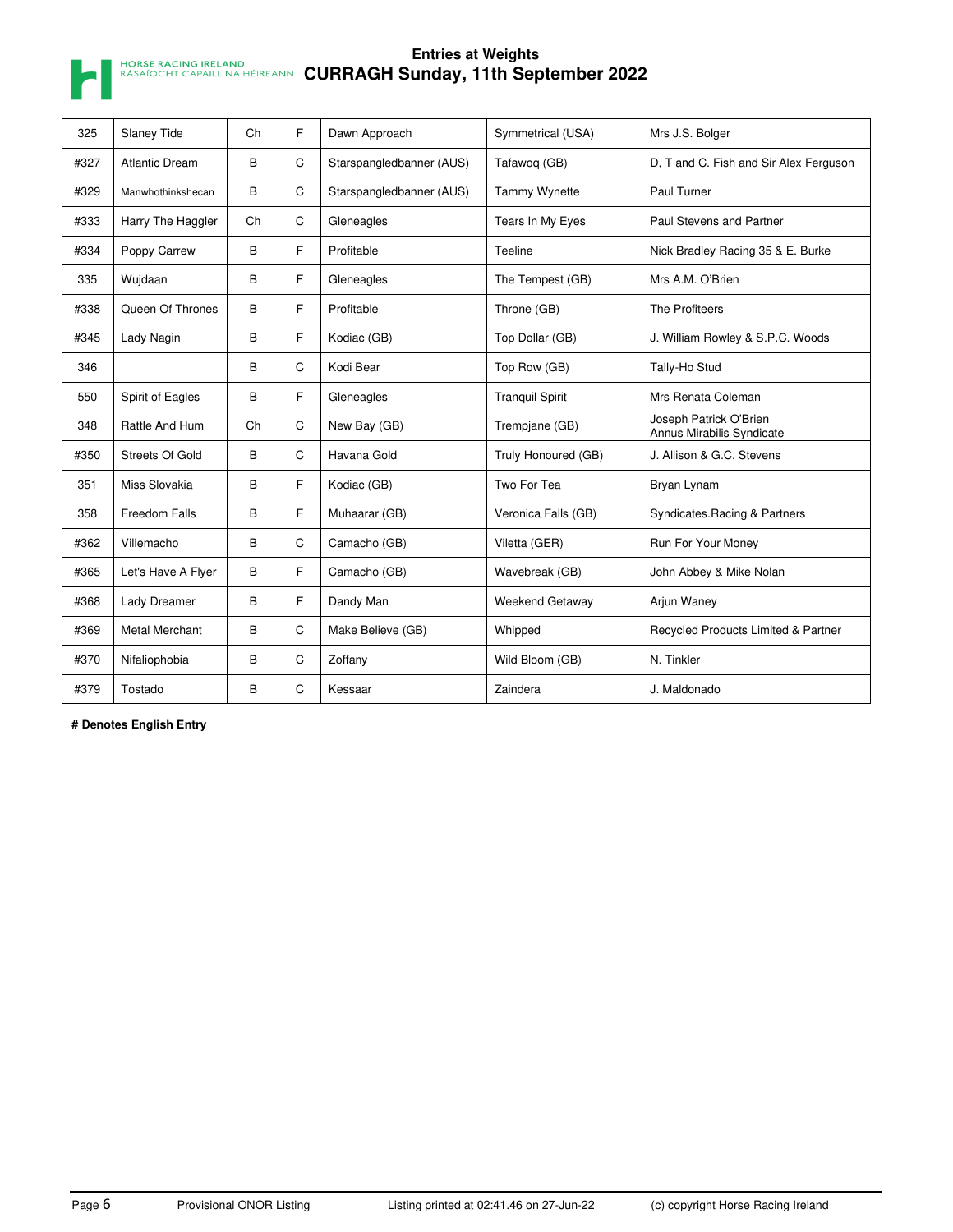**Entries at Weights**
**CURRAGH Sunday, 11th September 2022**

| | | | | | | |
|---|---|---|---|---|---|---|
| 325 | Slaney Tide | Ch | F | Dawn Approach | Symmetrical (USA) | Mrs J.S. Bolger |
| #327 | Atlantic Dream | B | C | Starspangledbanner (AUS) | Tafawoq (GB) | D, T and C. Fish and Sir Alex Ferguson |
| #329 | Manwhothinkshecan | B | C | Starspangledbanner (AUS) | Tammy Wynette | Paul Turner |
| #333 | Harry The Haggler | Ch | C | Gleneagles | Tears In My Eyes | Paul Stevens and Partner |
| #334 | Poppy Carrew | B | F | Profitable | Teeline | Nick Bradley Racing 35 & E. Burke |
| 335 | Wujdaan | B | F | Gleneagles | The Tempest (GB) | Mrs A.M. O'Brien |
| #338 | Queen Of Thrones | B | F | Profitable | Throne (GB) | The Profiteers |
| #345 | Lady Nagin | B | F | Kodiac (GB) | Top Dollar (GB) | J. William Rowley & S.P.C. Woods |
| 346 | | B | C | Kodi Bear | Top Row (GB) | Tally-Ho Stud |
| 550 | Spirit of Eagles | B | F | Gleneagles | Tranquil Spirit | Mrs Renata Coleman |
| 348 | Rattle And Hum | Ch | C | New Bay (GB) | Trempjane (GB) | Joseph Patrick O'Brien Annus Mirabilis Syndicate |
| #350 | Streets Of Gold | B | C | Havana Gold | Truly Honoured (GB) | J. Allison & G.C. Stevens |
| 351 | Miss Slovakia | B | F | Kodiac (GB) | Two For Tea | Bryan Lynam |
| 358 | Freedom Falls | B | F | Muhaarar (GB) | Veronica Falls (GB) | Syndicates.Racing & Partners |
| #362 | Villemacho | B | C | Camacho (GB) | Viletta (GER) | Run For Your Money |
| #365 | Let's Have A Flyer | B | F | Camacho (GB) | Wavebreak (GB) | John Abbey & Mike Nolan |
| #368 | Lady Dreamer | B | F | Dandy Man | Weekend Getaway | Arjun Waney |
| #369 | Metal Merchant | B | C | Make Believe (GB) | Whipped | Recycled Products Limited & Partner |
| #370 | Nifaliophobia | B | C | Zoffany | Wild Bloom (GB) | N. Tinkler |
| #379 | Tostado | B | C | Kessaar | Zaindera | J. Maldonado |

**# Denotes English Entry**

Provisional ONOR Listing    Listing printed at 02:41.46 on 27-Jun-22    (c) copyright Horse Racing Ireland